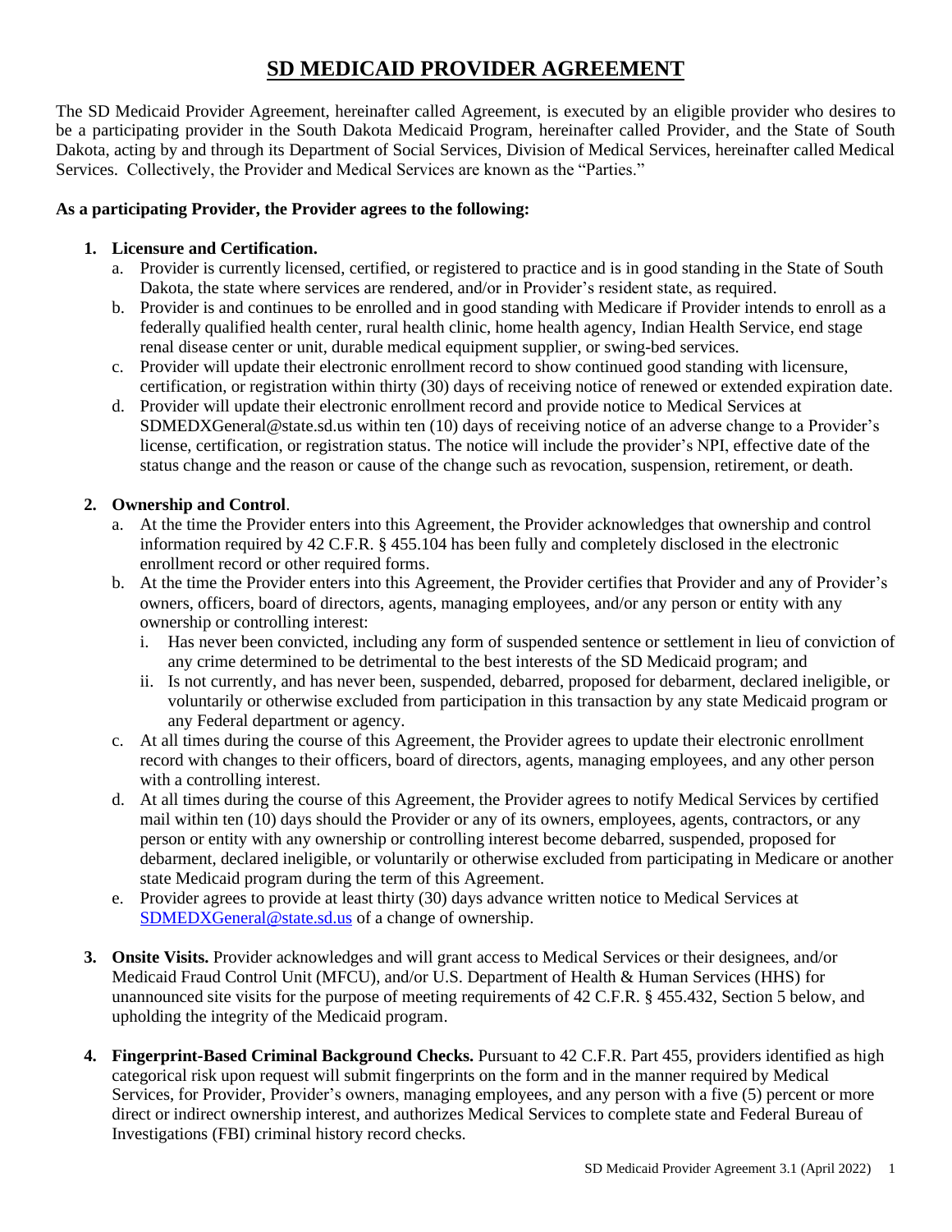# SD MEDICAID PROVIDER AGREEMENT

The SD Medicaid Provider Agreement, hereinafter called Agreement, is executed by an eligible provider who desires to be a participating provider in the South Dakota Medicaid Program, hereinafter called Provider, and the State of South Dakota, acting by and through its Department of Social Services, Division of Medical Services, hereinafter called Medical Services. Collectively, the Provider and Medical Services are known as the "Parties."

**As a participating Provider, the Provider agrees to the following:**

1. **Licensure and Certification.**
   a. Provider is currently licensed, certified, or registered to practice and is in good standing in the State of South Dakota, the state where services are rendered, and/or in Provider's resident state, as required.
   b. Provider is and continues to be enrolled and in good standing with Medicare if Provider intends to enroll as a federally qualified health center, rural health clinic, home health agency, Indian Health Service, end stage renal disease center or unit, durable medical equipment supplier, or swing-bed services.
   c. Provider will update their electronic enrollment record to show continued good standing with licensure, certification, or registration within thirty (30) days of receiving notice of renewed or extended expiration date.
   d. Provider will update their electronic enrollment record and provide notice to Medical Services at SDMEDXGeneral@state.sd.us within ten (10) days of receiving notice of an adverse change to a Provider's license, certification, or registration status. The notice will include the provider's NPI, effective date of the status change and the reason or cause of the change such as revocation, suspension, retirement, or death.

2. **Ownership and Control**.
   a. At the time the Provider enters into this Agreement, the Provider acknowledges that ownership and control information required by 42 C.F.R. § 455.104 has been fully and completely disclosed in the electronic enrollment record or other required forms.
   b. At the time the Provider enters into this Agreement, the Provider certifies that Provider and any of Provider's owners, officers, board of directors, agents, managing employees, and/or any person or entity with any ownership or controlling interest:
      i. Has never been convicted, including any form of suspended sentence or settlement in lieu of conviction of any crime determined to be detrimental to the best interests of the SD Medicaid program; and
      ii. Is not currently, and has never been, suspended, debarred, proposed for debarment, declared ineligible, or voluntarily or otherwise excluded from participation in this transaction by any state Medicaid program or any Federal department or agency.
   c. At all times during the course of this Agreement, the Provider agrees to update their electronic enrollment record with changes to their officers, board of directors, agents, managing employees, and any other person with a controlling interest.
   d. At all times during the course of this Agreement, the Provider agrees to notify Medical Services by certified mail within ten (10) days should the Provider or any of its owners, employees, agents, contractors, or any person or entity with any ownership or controlling interest become debarred, suspended, proposed for debarment, declared ineligible, or voluntarily or otherwise excluded from participating in Medicare or another state Medicaid program during the term of this Agreement.
   e. Provider agrees to provide at least thirty (30) days advance written notice to Medical Services at SDMEDXGeneral@state.sd.us of a change of ownership.

3. **Onsite Visits.** Provider acknowledges and will grant access to Medical Services or their designees, and/or Medicaid Fraud Control Unit (MFCU), and/or U.S. Department of Health & Human Services (HHS) for unannounced site visits for the purpose of meeting requirements of 42 C.F.R. § 455.432, Section 5 below, and upholding the integrity of the Medicaid program.

4. **Fingerprint-Based Criminal Background Checks.** Pursuant to 42 C.F.R. Part 455, providers identified as high categorical risk upon request will submit fingerprints on the form and in the manner required by Medical Services, for Provider, Provider's owners, managing employees, and any person with a five (5) percent or more direct or indirect ownership interest, and authorizes Medical Services to complete state and Federal Bureau of Investigations (FBI) criminal history record checks.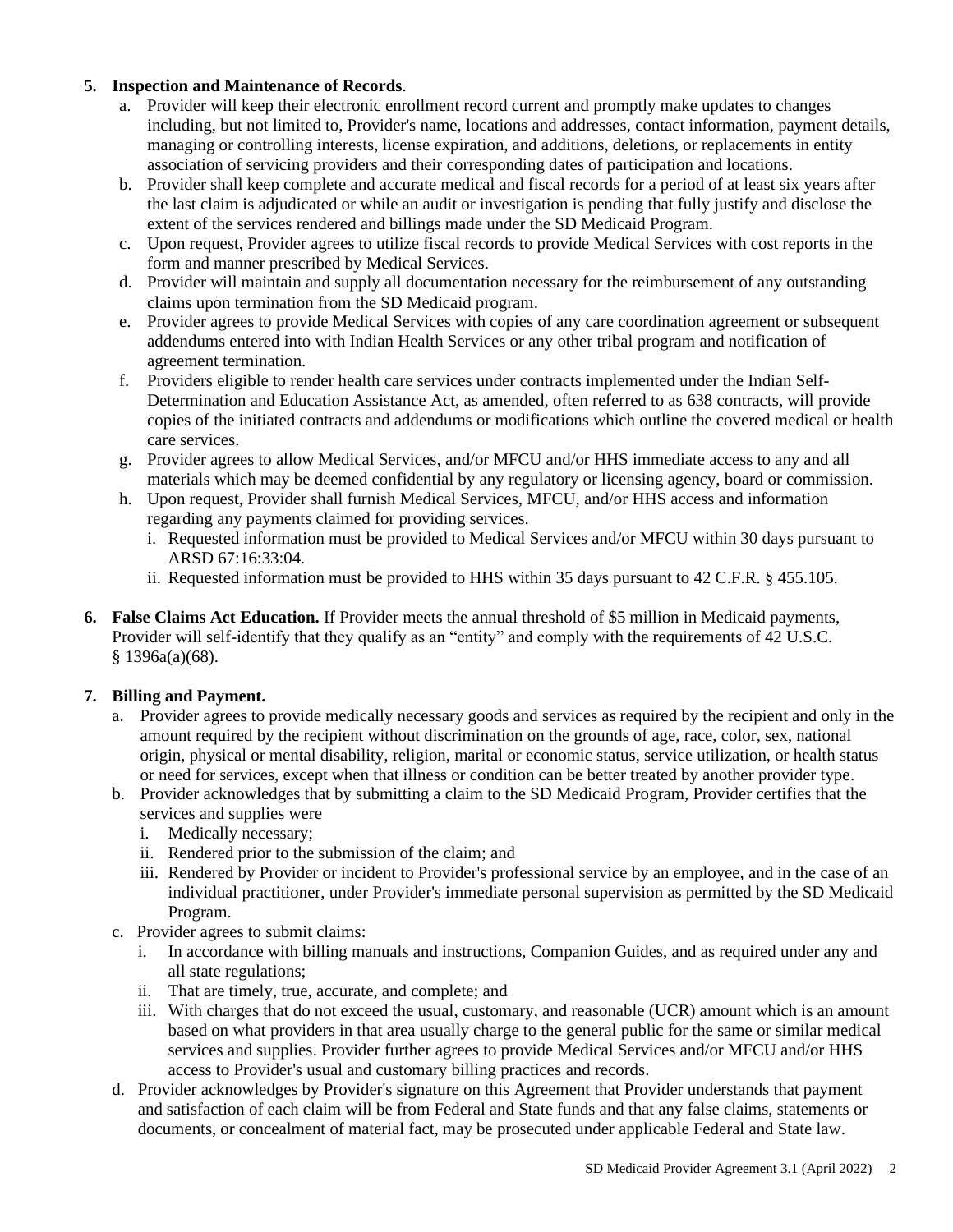**5. Inspection and Maintenance of Records**.

a. Provider will keep their electronic enrollment record current and promptly make updates to changes including, but not limited to, Provider's name, locations and addresses, contact information, payment details, managing or controlling interests, license expiration, and additions, deletions, or replacements in entity association of servicing providers and their corresponding dates of participation and locations.

b. Provider shall keep complete and accurate medical and fiscal records for a period of at least six years after the last claim is adjudicated or while an audit or investigation is pending that fully justify and disclose the extent of the services rendered and billings made under the SD Medicaid Program.

c. Upon request, Provider agrees to utilize fiscal records to provide Medical Services with cost reports in the form and manner prescribed by Medical Services.

d. Provider will maintain and supply all documentation necessary for the reimbursement of any outstanding claims upon termination from the SD Medicaid program.

e. Provider agrees to provide Medical Services with copies of any care coordination agreement or subsequent addendums entered into with Indian Health Services or any other tribal program and notification of agreement termination.

f. Providers eligible to render health care services under contracts implemented under the Indian Self-Determination and Education Assistance Act, as amended, often referred to as 638 contracts, will provide copies of the initiated contracts and addendums or modifications which outline the covered medical or health care services.

g. Provider agrees to allow Medical Services, and/or MFCU and/or HHS immediate access to any and all materials which may be deemed confidential by any regulatory or licensing agency, board or commission.

h. Upon request, Provider shall furnish Medical Services, MFCU, and/or HHS access and information regarding any payments claimed for providing services.

   i. Requested information must be provided to Medical Services and/or MFCU within 30 days pursuant to ARSD 67:16:33:04.

   ii. Requested information must be provided to HHS within 35 days pursuant to 42 C.F.R. § 455.105.

**6. False Claims Act Education.** If Provider meets the annual threshold of $5 million in Medicaid payments, Provider will self-identify that they qualify as an "entity" and comply with the requirements of 42 U.S.C. § 1396a(a)(68).

**7. Billing and Payment.**

a. Provider agrees to provide medically necessary goods and services as required by the recipient and only in the amount required by the recipient without discrimination on the grounds of age, race, color, sex, national origin, physical or mental disability, religion, marital or economic status, service utilization, or health status or need for services, except when that illness or condition can be better treated by another provider type.

b. Provider acknowledges that by submitting a claim to the SD Medicaid Program, Provider certifies that the services and supplies were

   i. Medically necessary;

   ii. Rendered prior to the submission of the claim; and

   iii. Rendered by Provider or incident to Provider's professional service by an employee, and in the case of an individual practitioner, under Provider's immediate personal supervision as permitted by the SD Medicaid Program.

c. Provider agrees to submit claims:

   i. In accordance with billing manuals and instructions, Companion Guides, and as required under any and all state regulations;

   ii. That are timely, true, accurate, and complete; and

   iii. With charges that do not exceed the usual, customary, and reasonable (UCR) amount which is an amount based on what providers in that area usually charge to the general public for the same or similar medical services and supplies. Provider further agrees to provide Medical Services and/or MFCU and/or HHS access to Provider's usual and customary billing practices and records.

d. Provider acknowledges by Provider's signature on this Agreement that Provider understands that payment and satisfaction of each claim will be from Federal and State funds and that any false claims, statements or documents, or concealment of material fact, may be prosecuted under applicable Federal and State law.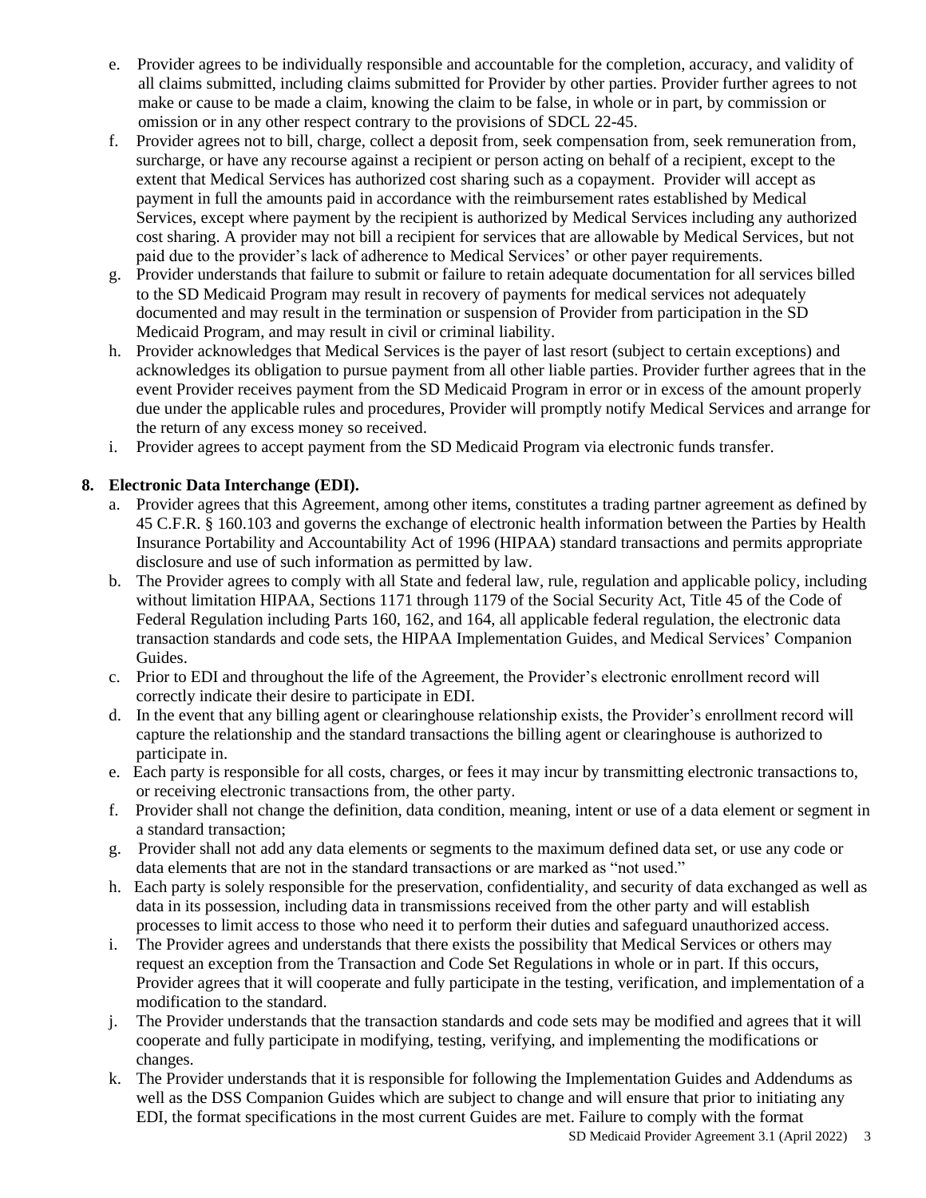e. Provider agrees to be individually responsible and accountable for the completion, accuracy, and validity of all claims submitted, including claims submitted for Provider by other parties. Provider further agrees to not make or cause to be made a claim, knowing the claim to be false, in whole or in part, by commission or omission or in any other respect contrary to the provisions of SDCL 22-45.

f. Provider agrees not to bill, charge, collect a deposit from, seek compensation from, seek remuneration from, surcharge, or have any recourse against a recipient or person acting on behalf of a recipient, except to the extent that Medical Services has authorized cost sharing such as a copayment. Provider will accept as payment in full the amounts paid in accordance with the reimbursement rates established by Medical Services, except where payment by the recipient is authorized by Medical Services including any authorized cost sharing. A provider may not bill a recipient for services that are allowable by Medical Services, but not paid due to the provider's lack of adherence to Medical Services' or other payer requirements.

g. Provider understands that failure to submit or failure to retain adequate documentation for all services billed to the SD Medicaid Program may result in recovery of payments for medical services not adequately documented and may result in the termination or suspension of Provider from participation in the SD Medicaid Program, and may result in civil or criminal liability.

h. Provider acknowledges that Medical Services is the payer of last resort (subject to certain exceptions) and acknowledges its obligation to pursue payment from all other liable parties. Provider further agrees that in the event Provider receives payment from the SD Medicaid Program in error or in excess of the amount properly due under the applicable rules and procedures, Provider will promptly notify Medical Services and arrange for the return of any excess money so received.

i. Provider agrees to accept payment from the SD Medicaid Program via electronic funds transfer.

**8. Electronic Data Interchange (EDI).**

a. Provider agrees that this Agreement, among other items, constitutes a trading partner agreement as defined by 45 C.F.R. § 160.103 and governs the exchange of electronic health information between the Parties by Health Insurance Portability and Accountability Act of 1996 (HIPAA) standard transactions and permits appropriate disclosure and use of such information as permitted by law.

b. The Provider agrees to comply with all State and federal law, rule, regulation and applicable policy, including without limitation HIPAA, Sections 1171 through 1179 of the Social Security Act, Title 45 of the Code of Federal Regulation including Parts 160, 162, and 164, all applicable federal regulation, the electronic data transaction standards and code sets, the HIPAA Implementation Guides, and Medical Services' Companion Guides.

c. Prior to EDI and throughout the life of the Agreement, the Provider's electronic enrollment record will correctly indicate their desire to participate in EDI.

d. In the event that any billing agent or clearinghouse relationship exists, the Provider's enrollment record will capture the relationship and the standard transactions the billing agent or clearinghouse is authorized to participate in.

e. Each party is responsible for all costs, charges, or fees it may incur by transmitting electronic transactions to, or receiving electronic transactions from, the other party.

f. Provider shall not change the definition, data condition, meaning, intent or use of a data element or segment in a standard transaction;

g. Provider shall not add any data elements or segments to the maximum defined data set, or use any code or data elements that are not in the standard transactions or are marked as "not used."

h. Each party is solely responsible for the preservation, confidentiality, and security of data exchanged as well as data in its possession, including data in transmissions received from the other party and will establish processes to limit access to those who need it to perform their duties and safeguard unauthorized access.

i. The Provider agrees and understands that there exists the possibility that Medical Services or others may request an exception from the Transaction and Code Set Regulations in whole or in part. If this occurs, Provider agrees that it will cooperate and fully participate in the testing, verification, and implementation of a modification to the standard.

j. The Provider understands that the transaction standards and code sets may be modified and agrees that it will cooperate and fully participate in modifying, testing, verifying, and implementing the modifications or changes.

k. The Provider understands that it is responsible for following the Implementation Guides and Addendums as well as the DSS Companion Guides which are subject to change and will ensure that prior to initiating any EDI, the format specifications in the most current Guides are met. Failure to comply with the format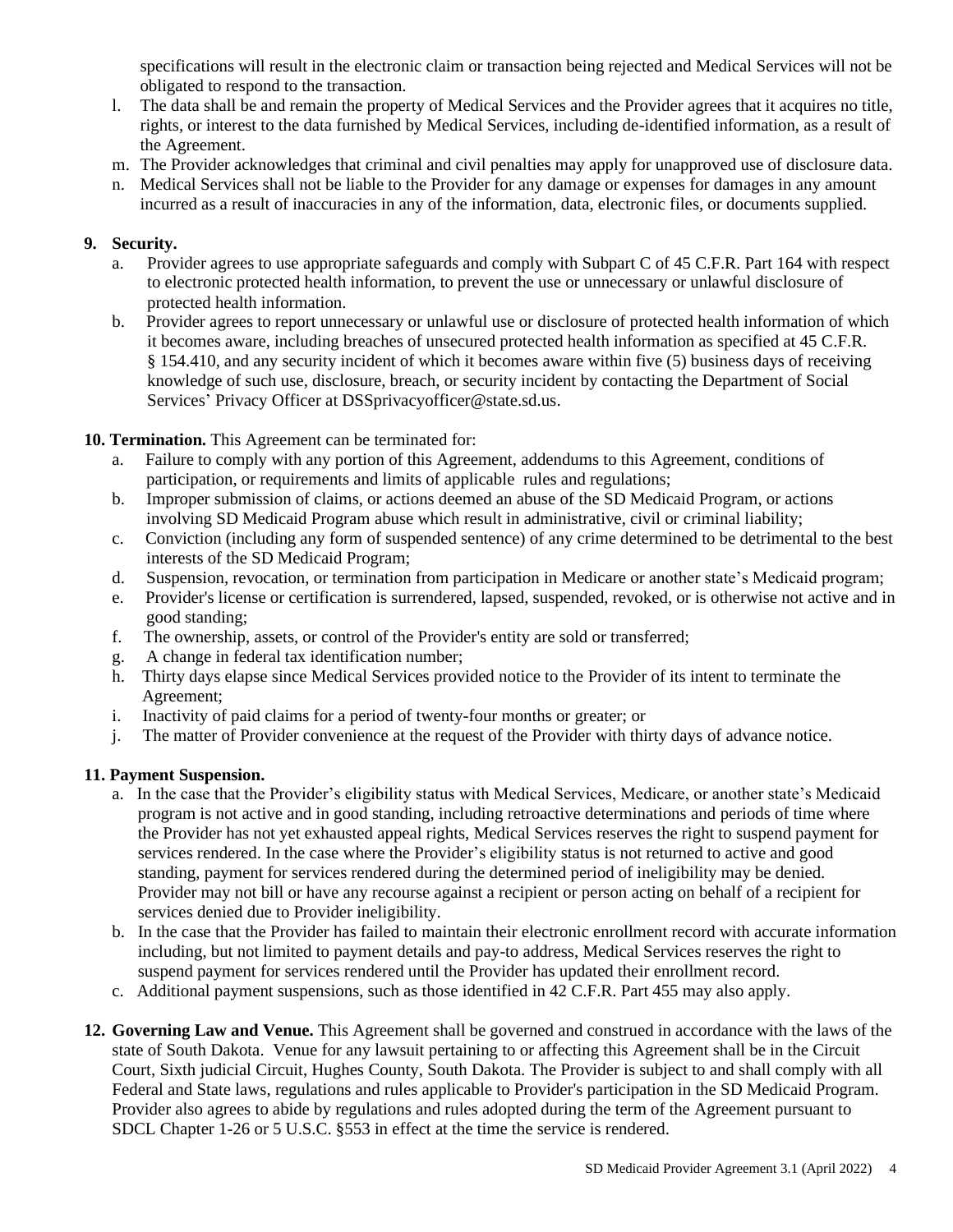specifications will result in the electronic claim or transaction being rejected and Medical Services will not be obligated to respond to the transaction.

l. The data shall be and remain the property of Medical Services and the Provider agrees that it acquires no title, rights, or interest to the data furnished by Medical Services, including de-identified information, as a result of the Agreement.
m. The Provider acknowledges that criminal and civil penalties may apply for unapproved use of disclosure data.
n. Medical Services shall not be liable to the Provider for any damage or expenses for damages in any amount incurred as a result of inaccuracies in any of the information, data, electronic files, or documents supplied.

**9. Security.**

a. Provider agrees to use appropriate safeguards and comply with Subpart C of 45 C.F.R. Part 164 with respect to electronic protected health information, to prevent the use or unnecessary or unlawful disclosure of protected health information.
b. Provider agrees to report unnecessary or unlawful use or disclosure of protected health information of which it becomes aware, including breaches of unsecured protected health information as specified at 45 C.F.R. § 154.410, and any security incident of which it becomes aware within five (5) business days of receiving knowledge of such use, disclosure, breach, or security incident by contacting the Department of Social Services' Privacy Officer at DSSprivacyofficer@state.sd.us.

**10. Termination.** This Agreement can be terminated for:

a. Failure to comply with any portion of this Agreement, addendums to this Agreement, conditions of participation, or requirements and limits of applicable rules and regulations;
b. Improper submission of claims, or actions deemed an abuse of the SD Medicaid Program, or actions involving SD Medicaid Program abuse which result in administrative, civil or criminal liability;
c. Conviction (including any form of suspended sentence) of any crime determined to be detrimental to the best interests of the SD Medicaid Program;
d. Suspension, revocation, or termination from participation in Medicare or another state's Medicaid program;
e. Provider's license or certification is surrendered, lapsed, suspended, revoked, or is otherwise not active and in good standing;
f. The ownership, assets, or control of the Provider's entity are sold or transferred;
g. A change in federal tax identification number;
h. Thirty days elapse since Medical Services provided notice to the Provider of its intent to terminate the Agreement;
i. Inactivity of paid claims for a period of twenty-four months or greater; or
j. The matter of Provider convenience at the request of the Provider with thirty days of advance notice.

**11. Payment Suspension.**

a. In the case that the Provider's eligibility status with Medical Services, Medicare, or another state's Medicaid program is not active and in good standing, including retroactive determinations and periods of time where the Provider has not yet exhausted appeal rights, Medical Services reserves the right to suspend payment for services rendered. In the case where the Provider's eligibility status is not returned to active and good standing, payment for services rendered during the determined period of ineligibility may be denied. Provider may not bill or have any recourse against a recipient or person acting on behalf of a recipient for services denied due to Provider ineligibility.
b. In the case that the Provider has failed to maintain their electronic enrollment record with accurate information including, but not limited to payment details and pay-to address, Medical Services reserves the right to suspend payment for services rendered until the Provider has updated their enrollment record.
c. Additional payment suspensions, such as those identified in 42 C.F.R. Part 455 may also apply.

**12. Governing Law and Venue.** This Agreement shall be governed and construed in accordance with the laws of the state of South Dakota. Venue for any lawsuit pertaining to or affecting this Agreement shall be in the Circuit Court, Sixth judicial Circuit, Hughes County, South Dakota. The Provider is subject to and shall comply with all Federal and State laws, regulations and rules applicable to Provider's participation in the SD Medicaid Program. Provider also agrees to abide by regulations and rules adopted during the term of the Agreement pursuant to SDCL Chapter 1-26 or 5 U.S.C. §553 in effect at the time the service is rendered.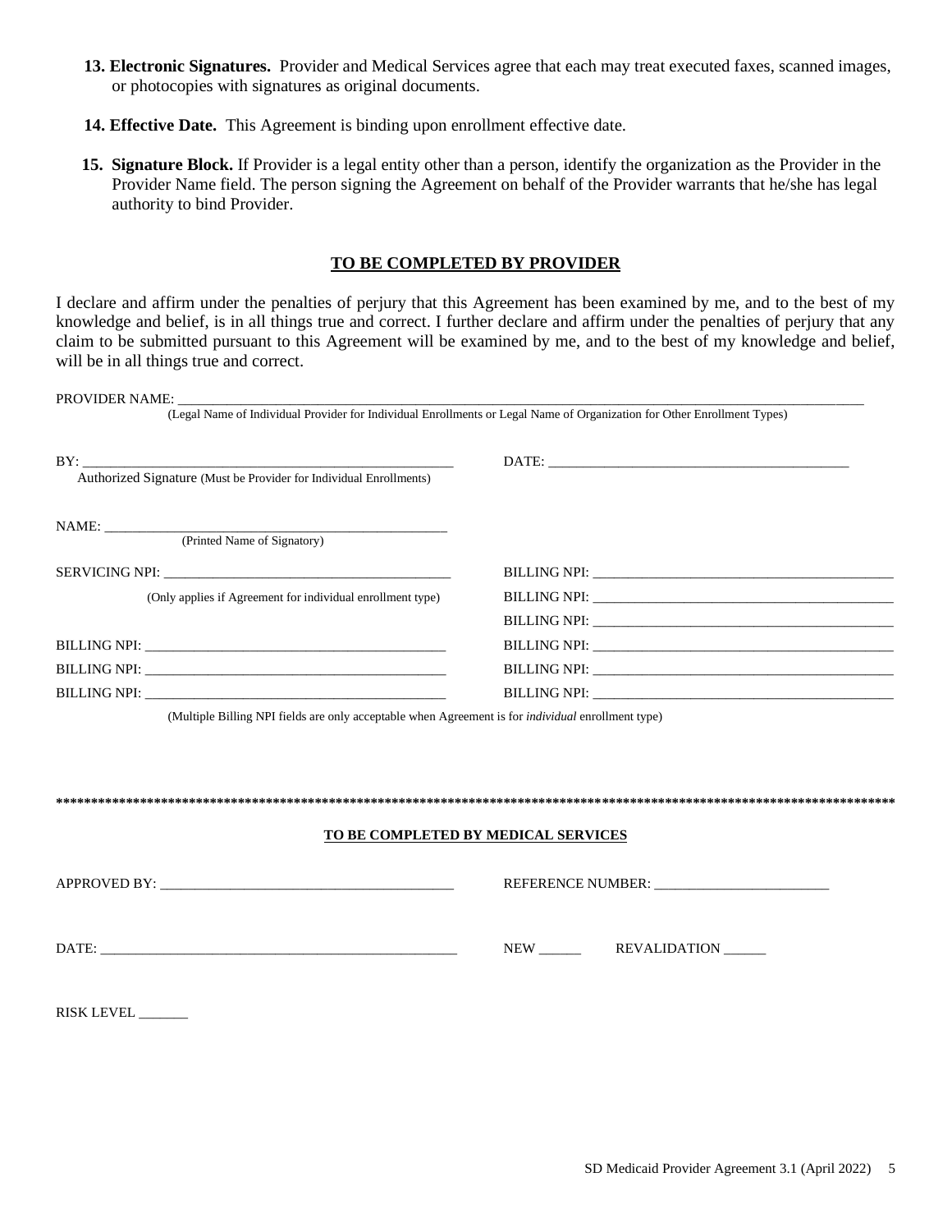**13. Electronic Signatures.** Provider and Medical Services agree that each may treat executed faxes, scanned images, or photocopies with signatures as original documents.

**14. Effective Date.** This Agreement is binding upon enrollment effective date.

**15. Signature Block.** If Provider is a legal entity other than a person, identify the organization as the Provider in the Provider Name field. The person signing the Agreement on behalf of the Provider warrants that he/she has legal authority to bind Provider.

## TO BE COMPLETED BY PROVIDER

I declare and affirm under the penalties of perjury that this Agreement has been examined by me, and to the best of my knowledge and belief, is in all things true and correct. I further declare and affirm under the penalties of perjury that any claim to be submitted pursuant to this Agreement will be examined by me, and to the best of my knowledge and belief, will be in all things true and correct.

PROVIDER NAME: ______________________________________________________________________
(Legal Name of Individual Provider for Individual Enrollments or Legal Name of Organization for Other Enrollment Types)

BY: ______________________________________________ DATE: ______________________________________
Authorized Signature (Must be Provider for Individual Enrollments)

NAME: ____________________________________________
(Printed Name of Signatory)

SERVICING NPI: ____________________________________ BILLING NPI: ______________________________________
(Only applies if Agreement for individual enrollment type) BILLING NPI: ______________________________________

BILLING NPI: ______________________________________

BILLING NPI: ______________________________________ BILLING NPI: ______________________________________

BILLING NPI: ______________________________________ BILLING NPI: ______________________________________

BILLING NPI: ______________________________________ BILLING NPI: ______________________________________

(Multiple Billing NPI fields are only acceptable when Agreement is for *individual* enrollment type)

**************************************************************************************************************************

## TO BE COMPLETED BY MEDICAL SERVICES

APPROVED BY: ____________________________________ REFERENCE NUMBER: ________________________

DATE: ____________________________________________ NEW ______ REVALIDATION ______

RISK LEVEL _______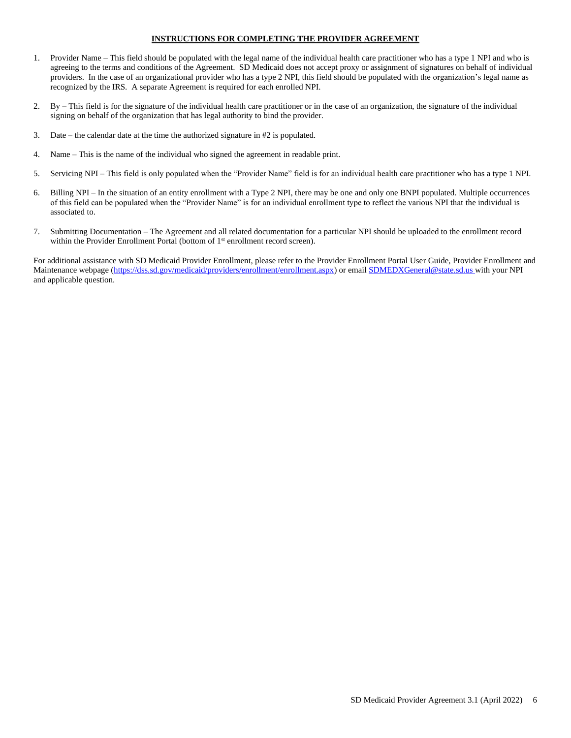## INSTRUCTIONS FOR COMPLETING THE PROVIDER AGREEMENT

1. Provider Name – This field should be populated with the legal name of the individual health care practitioner who has a type 1 NPI and who is agreeing to the terms and conditions of the Agreement. SD Medicaid does not accept proxy or assignment of signatures on behalf of individual providers. In the case of an organizational provider who has a type 2 NPI, this field should be populated with the organization's legal name as recognized by the IRS. A separate Agreement is required for each enrolled NPI.

2. By – This field is for the signature of the individual health care practitioner or in the case of an organization, the signature of the individual signing on behalf of the organization that has legal authority to bind the provider.

3. Date – the calendar date at the time the authorized signature in #2 is populated.

4. Name – This is the name of the individual who signed the agreement in readable print.

5. Servicing NPI – This field is only populated when the "Provider Name" field is for an individual health care practitioner who has a type 1 NPI.

6. Billing NPI – In the situation of an entity enrollment with a Type 2 NPI, there may be one and only one BNPI populated. Multiple occurrences of this field can be populated when the "Provider Name" is for an individual enrollment type to reflect the various NPI that the individual is associated to.

7. Submitting Documentation – The Agreement and all related documentation for a particular NPI should be uploaded to the enrollment record within the Provider Enrollment Portal (bottom of 1st enrollment record screen).

For additional assistance with SD Medicaid Provider Enrollment, please refer to the Provider Enrollment Portal User Guide, Provider Enrollment and Maintenance webpage (https://dss.sd.gov/medicaid/providers/enrollment/enrollment.aspx) or email SDMEDXGeneral@state.sd.us with your NPI and applicable question.